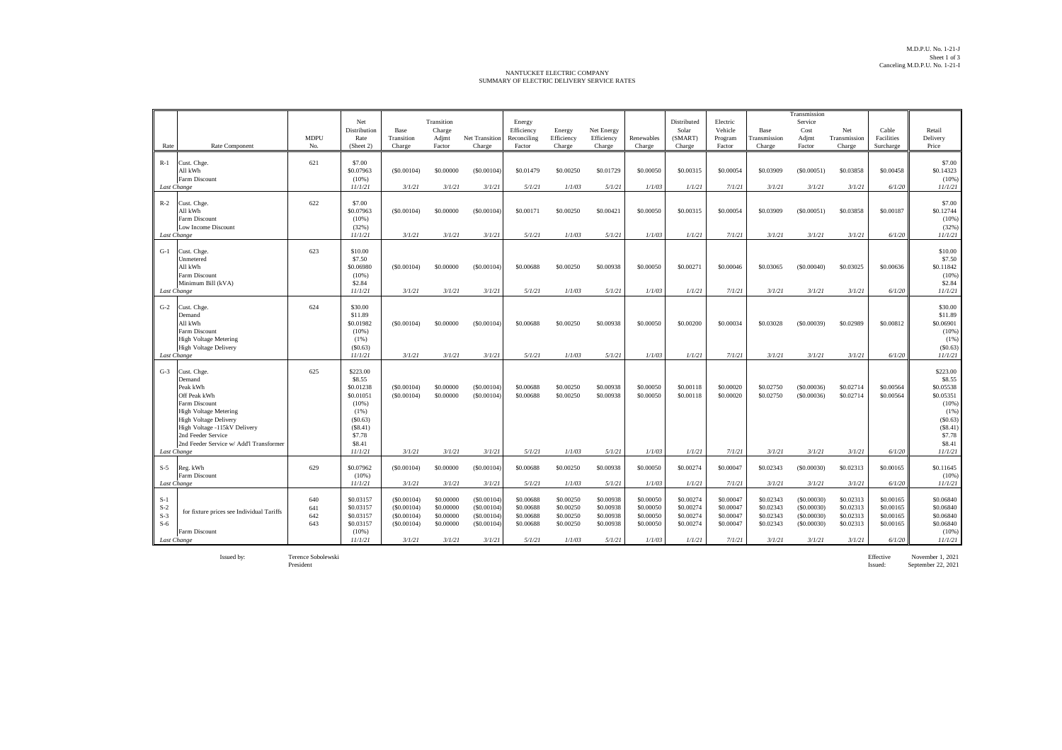M.D.P.U. No. 1-21-J
Sheet 1 of 3
Canceling M.D.P.U. No. 1-21-I

# NANTUCKET ELECTRIC COMPANY
## SUMMARY OF ELECTRIC DELIVERY SERVICE RATES

| Rate | Rate Component | MDPU No. | Net Distribution Rate (Sheet 2) | Base Transition Charge | Transition Charge Adjmt Factor | Net Transition Charge | Energy Efficiency Reconciling Factor | Energy Efficiency Charge | Net Energy Efficiency Charge | Renewables Charge | Distributed Solar (SMART) Charge | Electric Vehicle Program Factor | Base Transmission Charge | Transmission Service Cost Adjmt Factor | Net Transmission Charge | Cable Facilities Surcharge | Retail Delivery Price |
|---|---|---|---|---|---|---|---|---|---|---|---|---|---|---|---|---|---|
| R-1 | Cust. Chge. | 621 | $7.00 | | | | | | | | | | | | | | $7.00 |
| | All kWh | | $0.07963 | ($0.00104) | $0.00000 | ($0.00104) | $0.01479 | $0.00250 | $0.01729 | $0.00050 | $0.00315 | $0.00054 | $0.03909 | ($0.00051) | $0.03858 | $0.00458 | $0.14323 |
| | Farm Discount | | (10%) | | | | | | | | | | | | | | (10%) |
| *Last Change* | | | *11/1/21* | *3/1/21* | *3/1/21* | *3/1/21* | *5/1/21* | *1/1/03* | *5/1/21* | *1/1/03* | *1/1/21* | *7/1/21* | *3/1/21* | *3/1/21* | *3/1/21* | *6/1/20* | *11/1/21* |
| R-2 | Cust. Chge. | 622 | $7.00 | | | | | | | | | | | | | | $7.00 |
| | All kWh | | $0.07963 | ($0.00104) | $0.00000 | ($0.00104) | $0.00171 | $0.00250 | $0.00421 | $0.00050 | $0.00315 | $0.00054 | $0.03909 | ($0.00051) | $0.03858 | $0.00187 | $0.12744 |
| | Farm Discount | | (10%) | | | | | | | | | | | | | | (10%) |
| | Low Income Discount | | (32%) | | | | | | | | | | | | | | (32%) |
| *Last Change* | | | *11/1/21* | *3/1/21* | *3/1/21* | *3/1/21* | *5/1/21* | *1/1/03* | *5/1/21* | *1/1/03* | *1/1/21* | *7/1/21* | *3/1/21* | *3/1/21* | *3/1/21* | *6/1/20* | *11/1/21* |
| G-1 | Cust. Chge. | 623 | $10.00 | | | | | | | | | | | | | | $10.00 |
| | Unmetered | | $7.50 | | | | | | | | | | | | | | $7.50 |
| | All kWh | | $0.06980 | ($0.00104) | $0.00000 | ($0.00104) | $0.00688 | $0.00250 | $0.00938 | $0.00050 | $0.00271 | $0.00046 | $0.03065 | ($0.00040) | $0.03025 | $0.00636 | $0.11842 |
| | Farm Discount | | (10%) | | | | | | | | | | | | | | (10%) |
| | Minimum Bill (kVA) | | $2.84 | | | | | | | | | | | | | | $2.84 |
| *Last Change* | | | *11/1/21* | *3/1/21* | *3/1/21* | *3/1/21* | *5/1/21* | *1/1/03* | *5/1/21* | *1/1/03* | *1/1/21* | *7/1/21* | *3/1/21* | *3/1/21* | *3/1/21* | *6/1/20* | *11/1/21* |
| G-2 | Cust. Chge. | 624 | $30.00 | | | | | | | | | | | | | | $30.00 |
| | Demand | | $11.89 | | | | | | | | | | | | | | $11.89 |
| | All kWh | | $0.01982 | ($0.00104) | $0.00000 | ($0.00104) | $0.00688 | $0.00250 | $0.00938 | $0.00050 | $0.00200 | $0.00034 | $0.03028 | ($0.00039) | $0.02989 | $0.00812 | $0.06901 |
| | Farm Discount | | (10%) | | | | | | | | | | | | | | (10%) |
| | High Voltage Metering | | (1%) | | | | | | | | | | | | | | (1%) |
| | High Voltage Delivery | | ($0.63) | | | | | | | | | | | | | | ($0.63) |
| *Last Change* | | | *11/1/21* | *3/1/21* | *3/1/21* | *3/1/21* | *5/1/21* | *1/1/03* | *5/1/21* | *1/1/03* | *1/1/21* | *7/1/21* | *3/1/21* | *3/1/21* | *3/1/21* | *6/1/20* | *11/1/21* |
| G-3 | Cust. Chge. | 625 | $223.00 | | | | | | | | | | | | | | $223.00 |
| | Demand | | $8.55 | | | | | | | | | | | | | | $8.55 |
| | Peak kWh | | $0.01238 | ($0.00104) | $0.00000 | ($0.00104) | $0.00688 | $0.00250 | $0.00938 | $0.00050 | $0.00118 | $0.00020 | $0.02750 | ($0.00036) | $0.02714 | $0.00564 | $0.05538 |
| | Off Peak kWh | | $0.01051 | ($0.00104) | $0.00000 | ($0.00104) | $0.00688 | $0.00250 | $0.00938 | $0.00050 | $0.00118 | $0.00020 | $0.02750 | ($0.00036) | $0.02714 | $0.00564 | $0.05351 |
| | Farm Discount | | (10%) | | | | | | | | | | | | | | (10%) |
| | High Voltage Metering | | (1%) | | | | | | | | | | | | | | (1%) |
| | High Voltage Delivery | | ($0.63) | | | | | | | | | | | | | | ($0.63) |
| | High Voltage -115kV Delivery | | ($8.41) | | | | | | | | | | | | | | ($8.41) |
| | 2nd Feeder Service | | $7.78 | | | | | | | | | | | | | | $7.78 |
| | 2nd Feeder Service w/ Add'l Transformer | | $8.41 | | | | | | | | | | | | | | $8.41 |
| *Last Change* | | | *11/1/21* | *3/1/21* | *3/1/21* | *3/1/21* | *5/1/21* | *1/1/03* | *5/1/21* | *1/1/03* | *1/1/21* | *7/1/21* | *3/1/21* | *3/1/21* | *3/1/21* | *6/1/20* | *11/1/21* |
| S-5 | Reg. kWh | 629 | $0.07962 | ($0.00104) | $0.00000 | ($0.00104) | $0.00688 | $0.00250 | $0.00938 | $0.00050 | $0.00274 | $0.00047 | $0.02343 | ($0.00030) | $0.02313 | $0.00165 | $0.11645 |
| | Farm Discount | | (10%) | | | | | | | | | | | | | | (10%) |
| *Last Change* | | | *11/1/21* | *3/1/21* | *3/1/21* | *3/1/21* | *5/1/21* | *1/1/03* | *5/1/21* | *1/1/03* | *1/1/21* | *7/1/21* | *3/1/21* | *3/1/21* | *3/1/21* | *6/1/20* | *11/1/21* |
| S-1 | for fixture prices see Individual Tariffs | 640 | $0.03157 | ($0.00104) | $0.00000 | ($0.00104) | $0.00688 | $0.00250 | $0.00938 | $0.00050 | $0.00274 | $0.00047 | $0.02343 | ($0.00030) | $0.02313 | $0.00165 | $0.06840 |
| S-2 | | 641 | $0.03157 | ($0.00104) | $0.00000 | ($0.00104) | $0.00688 | $0.00250 | $0.00938 | $0.00050 | $0.00274 | $0.00047 | $0.02343 | ($0.00030) | $0.02313 | $0.00165 | $0.06840 |
| S-3 | | 642 | $0.03157 | ($0.00104) | $0.00000 | ($0.00104) | $0.00688 | $0.00250 | $0.00938 | $0.00050 | $0.00274 | $0.00047 | $0.02343 | ($0.00030) | $0.02313 | $0.00165 | $0.06840 |
| S-6 | | 643 | $0.03157 | ($0.00104) | $0.00000 | ($0.00104) | $0.00688 | $0.00250 | $0.00938 | $0.00050 | $0.00274 | $0.00047 | $0.02343 | ($0.00030) | $0.02313 | $0.00165 | $0.06840 |
| | Farm Discount | | (10%) | | | | | | | | | | | | | | (10%) |
| *Last Change* | | | *11/1/21* | *3/1/21* | *3/1/21* | *3/1/21* | *5/1/21* | *1/1/03* | *5/1/21* | *1/1/03* | *1/1/21* | *7/1/21* | *3/1/21* | *3/1/21* | *3/1/21* | *6/1/20* | *11/1/21* |

Issued by: Terence Sobolewski
President

Effective: November 1, 2021
Issued: September 22, 2021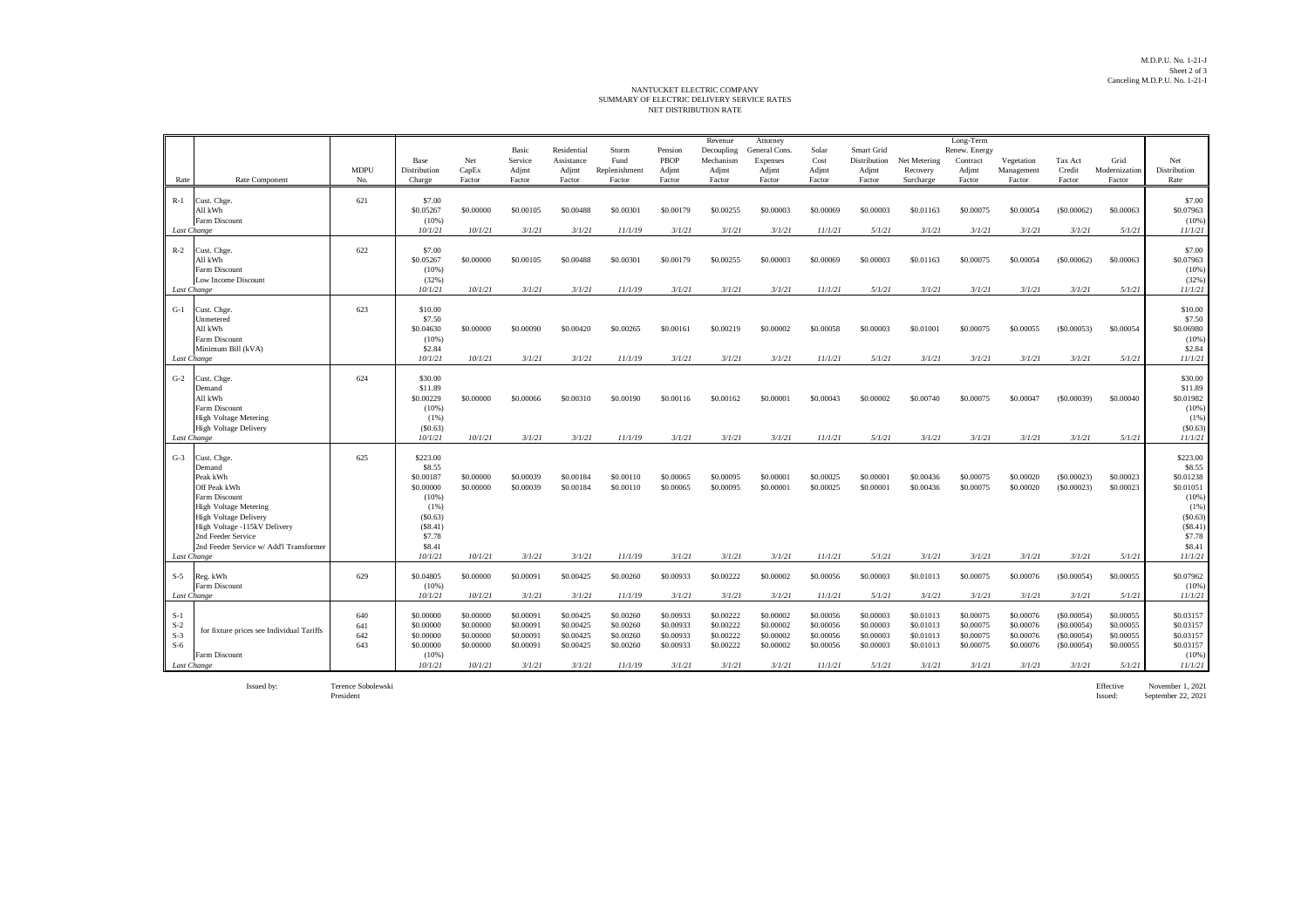M.D.P.U. No. 1-21-J
Sheet 2 of 3
Canceling M.D.P.U. No. 1-21-I

# NANTUCKET ELECTRIC COMPANY
## SUMMARY OF ELECTRIC DELIVERY SERVICE RATES
### NET DISTRIBUTION RATE

| Rate | Rate Component | MDPU No. | Base Distribution Charge | Net CapEx Factor | Basic Service Adjmt Factor | Residential Assistance Adjmt Factor | Storm Fund Replenishment Factor | Pension PBOP Adjmt Factor | Revenue Decoupling Mechanism Adjmt Factor | Attorney General Cons. Expenses Adjmt Factor | Solar Cost Adjmt Factor | Smart Grid Distribution Adjmt Factor | Net Metering Recovery Surcharge | Long-Term Renew. Energy Contract Adjmt Factor | Vegetation Management Factor | Tax Act Credit Factor | Grid Modernization Factor | Net Distribution Rate |
|---|---|---|---|---|---|---|---|---|---|---|---|---|---|---|---|---|---|---|
| R-1 | Cust. Chge. | 621 | $7.00 | | | | | | | | | | | | | | | $7.00 |
| | All kWh | | $0.05267 | $0.00000 | $0.00105 | $0.00488 | $0.00301 | $0.00179 | $0.00255 | $0.00003 | $0.00069 | $0.00003 | $0.01163 | $0.00075 | $0.00054 | ($0.00062) | $0.00063 | $0.07963 |
| | Farm Discount | | (10%) | | | | | | | | | | | | | | | (10%) |
| *Last Change* | | | *10/1/21* | *10/1/21* | *3/1/21* | *3/1/21* | *11/1/19* | *3/1/21* | *3/1/21* | *3/1/21* | *11/1/21* | *5/1/21* | *3/1/21* | *3/1/21* | *3/1/21* | *3/1/21* | *5/1/21* | *11/1/21* |
| R-2 | Cust. Chge. | 622 | $7.00 | | | | | | | | | | | | | | | $7.00 |
| | All kWh | | $0.05267 | $0.00000 | $0.00105 | $0.00488 | $0.00301 | $0.00179 | $0.00255 | $0.00003 | $0.00069 | $0.00003 | $0.01163 | $0.00075 | $0.00054 | ($0.00062) | $0.00063 | $0.07963 |
| | Farm Discount | | (10%) | | | | | | | | | | | | | | | (10%) |
| | Low Income Discount | | (32%) | | | | | | | | | | | | | | | (32%) |
| *Last Change* | | | *10/1/21* | *10/1/21* | *3/1/21* | *3/1/21* | *11/1/19* | *3/1/21* | *3/1/21* | *3/1/21* | *11/1/21* | *5/1/21* | *3/1/21* | *3/1/21* | *3/1/21* | *3/1/21* | *5/1/21* | *11/1/21* |
| G-1 | Cust. Chge. | 623 | $10.00 | | | | | | | | | | | | | | | $10.00 |
| | Unmetered | | $7.50 | | | | | | | | | | | | | | | $7.50 |
| | All kWh | | $0.04630 | $0.00000 | $0.00090 | $0.00420 | $0.00265 | $0.00161 | $0.00219 | $0.00002 | $0.00058 | $0.00003 | $0.01001 | $0.00075 | $0.00055 | ($0.00053) | $0.00054 | $0.06980 |
| | Farm Discount | | (10%) | | | | | | | | | | | | | | | (10%) |
| | Minimum Bill (kVA) | | $2.84 | | | | | | | | | | | | | | | $2.84 |
| *Last Change* | | | *10/1/21* | *10/1/21* | *3/1/21* | *3/1/21* | *11/1/19* | *3/1/21* | *3/1/21* | *3/1/21* | *11/1/21* | *5/1/21* | *3/1/21* | *3/1/21* | *3/1/21* | *3/1/21* | *5/1/21* | *11/1/21* |
| G-2 | Cust. Chge. | 624 | $30.00 | | | | | | | | | | | | | | | $30.00 |
| | Demand | | $11.89 | | | | | | | | | | | | | | | $11.89 |
| | All kWh | | $0.00229 | $0.00000 | $0.00066 | $0.00310 | $0.00190 | $0.00116 | $0.00162 | $0.00001 | $0.00043 | $0.00002 | $0.00740 | $0.00075 | $0.00047 | ($0.00039) | $0.00040 | $0.01982 |
| | Farm Discount | | (10%) | | | | | | | | | | | | | | | (10%) |
| | High Voltage Metering | | (1%) | | | | | | | | | | | | | | | (1%) |
| | High Voltage Delivery | | ($0.63) | | | | | | | | | | | | | | | ($0.63) |
| *Last Change* | | | *10/1/21* | *10/1/21* | *3/1/21* | *3/1/21* | *11/1/19* | *3/1/21* | *3/1/21* | *3/1/21* | *11/1/21* | *5/1/21* | *3/1/21* | *3/1/21* | *3/1/21* | *3/1/21* | *5/1/21* | *11/1/21* |
| G-3 | Cust. Chge. | 625 | $223.00 | | | | | | | | | | | | | | | $223.00 |
| | Demand | | $8.55 | | | | | | | | | | | | | | | $8.55 |
| | Peak kWh | | $0.00187 | $0.00000 | $0.00039 | $0.00184 | $0.00110 | $0.00065 | $0.00095 | $0.00001 | $0.00025 | $0.00001 | $0.00436 | $0.00075 | $0.00020 | ($0.00023) | $0.00023 | $0.01238 |
| | Off Peak kWh | | $0.00000 | $0.00000 | $0.00039 | $0.00184 | $0.00110 | $0.00065 | $0.00095 | $0.00001 | $0.00025 | $0.00001 | $0.00436 | $0.00075 | $0.00020 | ($0.00023) | $0.00023 | $0.01051 |
| | Farm Discount | | (10%) | | | | | | | | | | | | | | | (10%) |
| | High Voltage Metering | | (1%) | | | | | | | | | | | | | | | (1%) |
| | High Voltage Delivery | | ($0.63) | | | | | | | | | | | | | | | ($0.63) |
| | High Voltage -115kV Delivery | | ($8.41) | | | | | | | | | | | | | | | ($8.41) |
| | 2nd Feeder Service | | $7.78 | | | | | | | | | | | | | | | $7.78 |
| | 2nd Feeder Service w/ Add'l Transformer | | $8.41 | | | | | | | | | | | | | | | $8.41 |
| *Last Change* | | | *10/1/21* | *10/1/21* | *3/1/21* | *3/1/21* | *11/1/19* | *3/1/21* | *3/1/21* | *3/1/21* | *11/1/21* | *5/1/21* | *3/1/21* | *3/1/21* | *3/1/21* | *3/1/21* | *5/1/21* | *11/1/21* |
| S-5 | Reg. kWh | 629 | $0.04805 | $0.00000 | $0.00091 | $0.00425 | $0.00260 | $0.00933 | $0.00222 | $0.00002 | $0.00056 | $0.00003 | $0.01013 | $0.00075 | $0.00076 | ($0.00054) | $0.00055 | $0.07962 |
| | Farm Discount | | (10%) | | | | | | | | | | | | | | | (10%) |
| *Last Change* | | | *10/1/21* | *10/1/21* | *3/1/21* | *3/1/21* | *11/1/19* | *3/1/21* | *3/1/21* | *3/1/21* | *11/1/21* | *5/1/21* | *3/1/21* | *3/1/21* | *3/1/21* | *3/1/21* | *5/1/21* | *11/1/21* |
| S-1 | for fixture prices see Individual Tariffs | 640 | $0.00000 | $0.00000 | $0.00091 | $0.00425 | $0.00260 | $0.00933 | $0.00222 | $0.00002 | $0.00056 | $0.00003 | $0.01013 | $0.00075 | $0.00076 | ($0.00054) | $0.00055 | $0.03157 |
| S-2 | | 641 | $0.00000 | $0.00000 | $0.00091 | $0.00425 | $0.00260 | $0.00933 | $0.00222 | $0.00002 | $0.00056 | $0.00003 | $0.01013 | $0.00075 | $0.00076 | ($0.00054) | $0.00055 | $0.03157 |
| S-3 | | 642 | $0.00000 | $0.00000 | $0.00091 | $0.00425 | $0.00260 | $0.00933 | $0.00222 | $0.00002 | $0.00056 | $0.00003 | $0.01013 | $0.00075 | $0.00076 | ($0.00054) | $0.00055 | $0.03157 |
| S-6 | | 643 | $0.00000 | $0.00000 | $0.00091 | $0.00425 | $0.00260 | $0.00933 | $0.00222 | $0.00002 | $0.00056 | $0.00003 | $0.01013 | $0.00075 | $0.00076 | ($0.00054) | $0.00055 | $0.03157 |
| | Farm Discount | | (10%) | | | | | | | | | | | | | | | (10%) |
| *Last Change* | | | *10/1/21* | *10/1/21* | *3/1/21* | *3/1/21* | *11/1/19* | *3/1/21* | *3/1/21* | *3/1/21* | *11/1/21* | *5/1/21* | *3/1/21* | *3/1/21* | *3/1/21* | *3/1/21* | *5/1/21* | *11/1/21* |

Issued by: Terence Sobolewski
President

Effective: November 1, 2021
Issued: September 22, 2021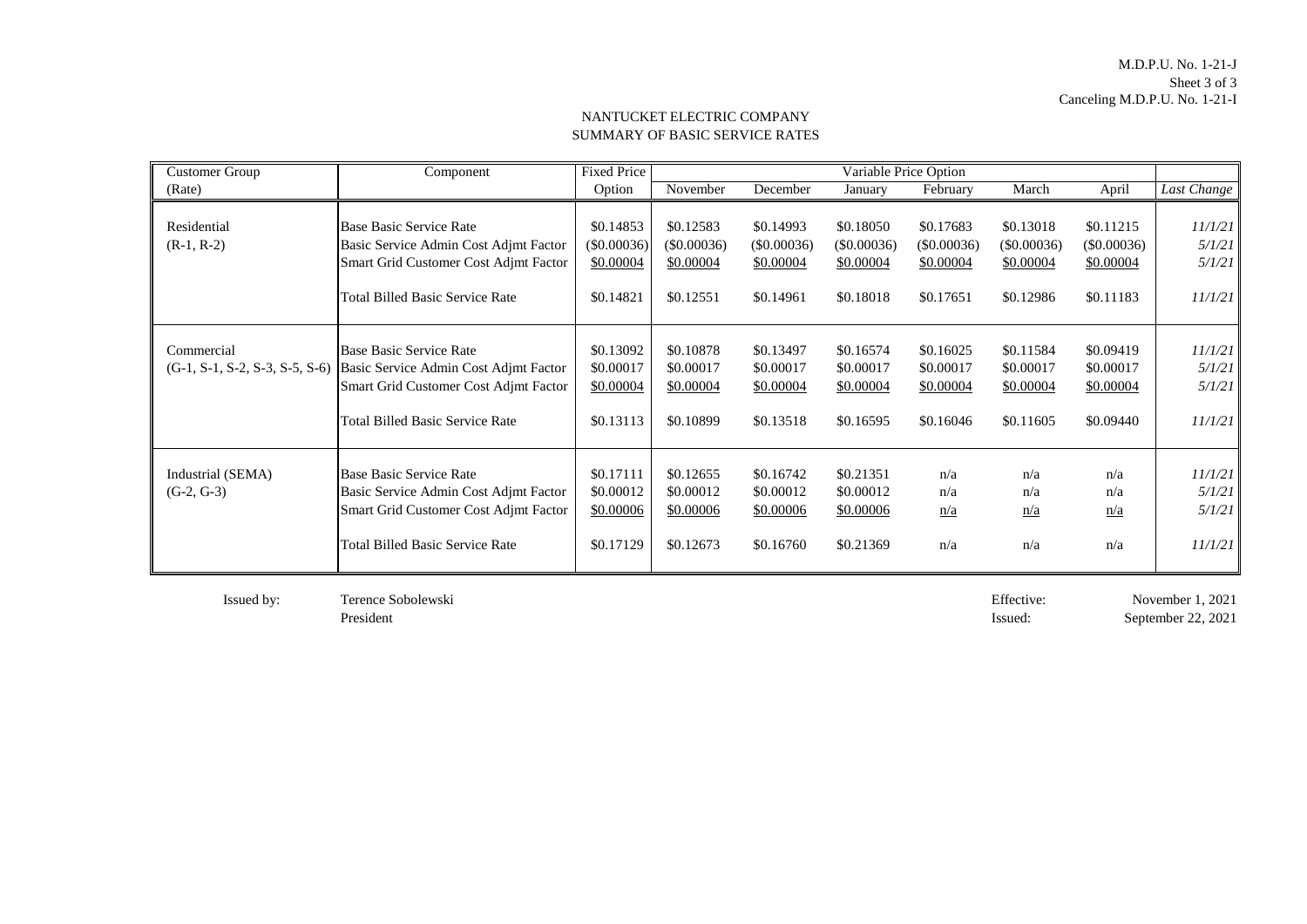M.D.P.U. No. 1-21-J
Sheet 3 of 3
Canceling M.D.P.U. No. 1-21-I

# NANTUCKET ELECTRIC COMPANY
## SUMMARY OF BASIC SERVICE RATES

| Customer Group | Component | Fixed Price | Variable Price Option | | | | | | |
|---|---|---|---|---|---|---|---|---|---|
| (Rate) | | Option | November | December | January | February | March | April | *Last Change* |
| Residential | Base Basic Service Rate | \$0.14853 | \$0.12583 | \$0.14993 | \$0.18050 | \$0.17683 | \$0.13018 | \$0.11215 | *11/1/21* |
| (R-1, R-2) | Basic Service Admin Cost Adjmt Factor | (\$0.00036) | (\$0.00036) | (\$0.00036) | (\$0.00036) | (\$0.00036) | (\$0.00036) | (\$0.00036) | *5/1/21* |
| | Smart Grid Customer Cost Adjmt Factor | \$0.00004 | \$0.00004 | \$0.00004 | \$0.00004 | \$0.00004 | \$0.00004 | \$0.00004 | *5/1/21* |
| | Total Billed Basic Service Rate | \$0.14821 | \$0.12551 | \$0.14961 | \$0.18018 | \$0.17651 | \$0.12986 | \$0.11183 | *11/1/21* |
| Commercial | Base Basic Service Rate | \$0.13092 | \$0.10878 | \$0.13497 | \$0.16574 | \$0.16025 | \$0.11584 | \$0.09419 | *11/1/21* |
| (G-1, S-1, S-2, S-3, S-5, S-6) | Basic Service Admin Cost Adjmt Factor | \$0.00017 | \$0.00017 | \$0.00017 | \$0.00017 | \$0.00017 | \$0.00017 | \$0.00017 | *5/1/21* |
| | Smart Grid Customer Cost Adjmt Factor | \$0.00004 | \$0.00004 | \$0.00004 | \$0.00004 | \$0.00004 | \$0.00004 | \$0.00004 | *5/1/21* |
| | Total Billed Basic Service Rate | \$0.13113 | \$0.10899 | \$0.13518 | \$0.16595 | \$0.16046 | \$0.11605 | \$0.09440 | *11/1/21* |
| Industrial (SEMA) | Base Basic Service Rate | \$0.17111 | \$0.12655 | \$0.16742 | \$0.21351 | n/a | n/a | n/a | *11/1/21* |
| (G-2, G-3) | Basic Service Admin Cost Adjmt Factor | \$0.00012 | \$0.00012 | \$0.00012 | \$0.00012 | n/a | n/a | n/a | *5/1/21* |
| | Smart Grid Customer Cost Adjmt Factor | \$0.00006 | \$0.00006 | \$0.00006 | \$0.00006 | n/a | n/a | n/a | *5/1/21* |
| | Total Billed Basic Service Rate | \$0.17129 | \$0.12673 | \$0.16760 | \$0.21369 | n/a | n/a | n/a | *11/1/21* |

Issued by: Terence Sobolewski
President

Effective: November 1, 2021
Issued: September 22, 2021